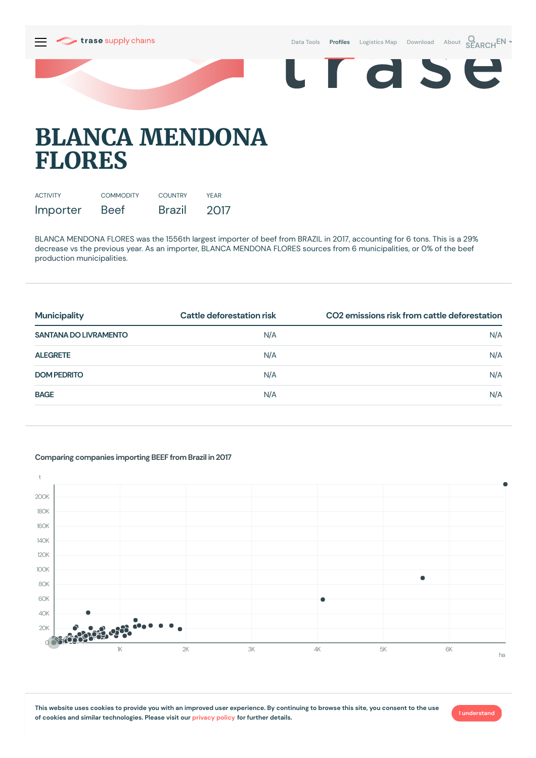trase supply chains

Data Tools Profiles Logistics Map Download About SEARCH EN

# BLANCA MENDONA FLORES

| ACTIVITY | COMMODITY | COUNTRY | YEAR |
|---|---|---|---|
| Importer | Beef | Brazil | 2017 |

BLANCA MENDONA FLORES was the 1556th largest importer of beef from BRAZIL in 2017, accounting for 6 tons. This is a 29% decrease vs the previous year. As an importer, BLANCA MENDONA FLORES sources from 6 municipalities, or 0% of the beef production municipalities.

| Municipality | Cattle deforestation risk | CO2 emissions risk from cattle deforestation |
|---|---|---|
| SANTANA DO LIVRAMENTO | N/A | N/A |
| ALEGRETE | N/A | N/A |
| DOM PEDRITO | N/A | N/A |
| BAGE | N/A | N/A |

Comparing companies importing BEEF from Brazil in 2017

This website uses cookies to provide you with an improved user experience. By continuing to browse this site, you consent to the use of cookies and similar technologies. Please visit our privacy policy for further details.

I understand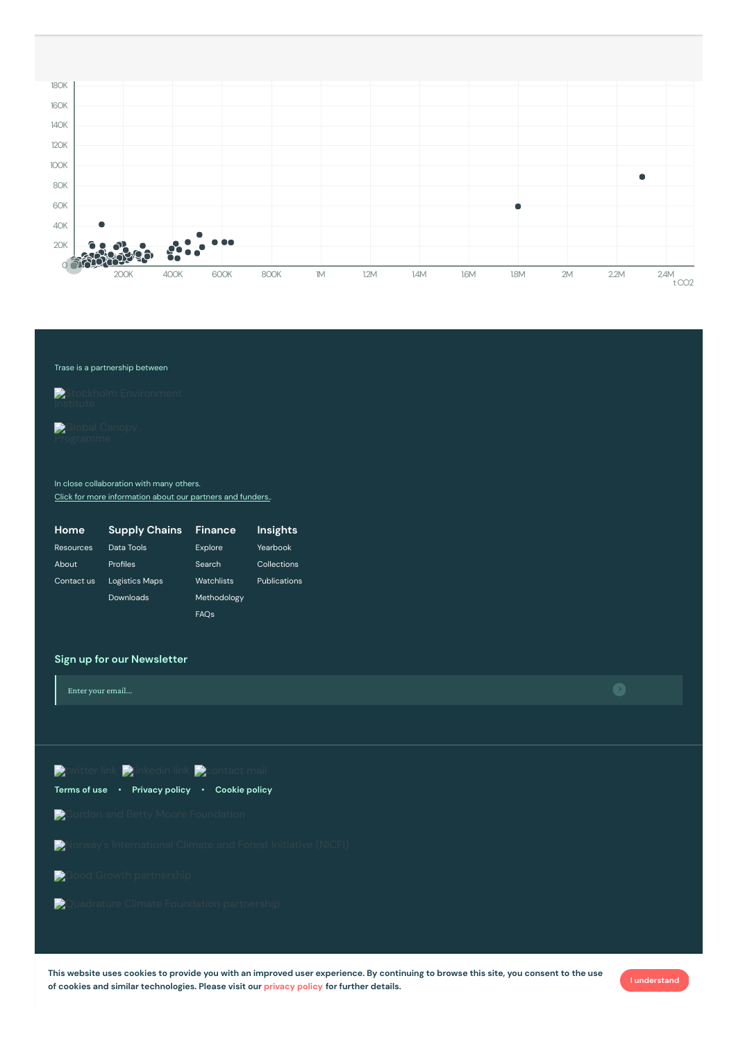180K
160K
140K
120K
100K
80K
60K
40K
20K
0

200K
400K
600K
800K
1M
1.2M
1.4M
1.6M
1.8M
2M
2.2M
2.4M
t CO2

Trase is a partnership between

Stockholm Environment Institute

Global Canopy Programme

In close collaboration with many others.
Click for more information about our partners and funders.

**Home**
- Resources
- About
- Contact us

**Supply Chains**
- Data Tools
- Profiles
- Logistics Maps
- Downloads

**Finance**
- Explore
- Search
- Watchlists
- Methodology
- FAQs

**Insights**
- Yearbook
- Collections
- Publications

## Sign up for our Newsletter

Enter your email...

twitter link linkedin link contact mail

Terms of use • Privacy policy • Cookie policy

Gordon and Betty Moore Foundation

Norway's International Climate and Forest Initiative (NICFI)

Good Growth partnership

Quadrature Climate Foundation partnership

This website uses cookies to provide you with an improved user experience. By continuing to browse this site, you consent to the use of cookies and similar technologies. Please visit our privacy policy for further details.

I understand